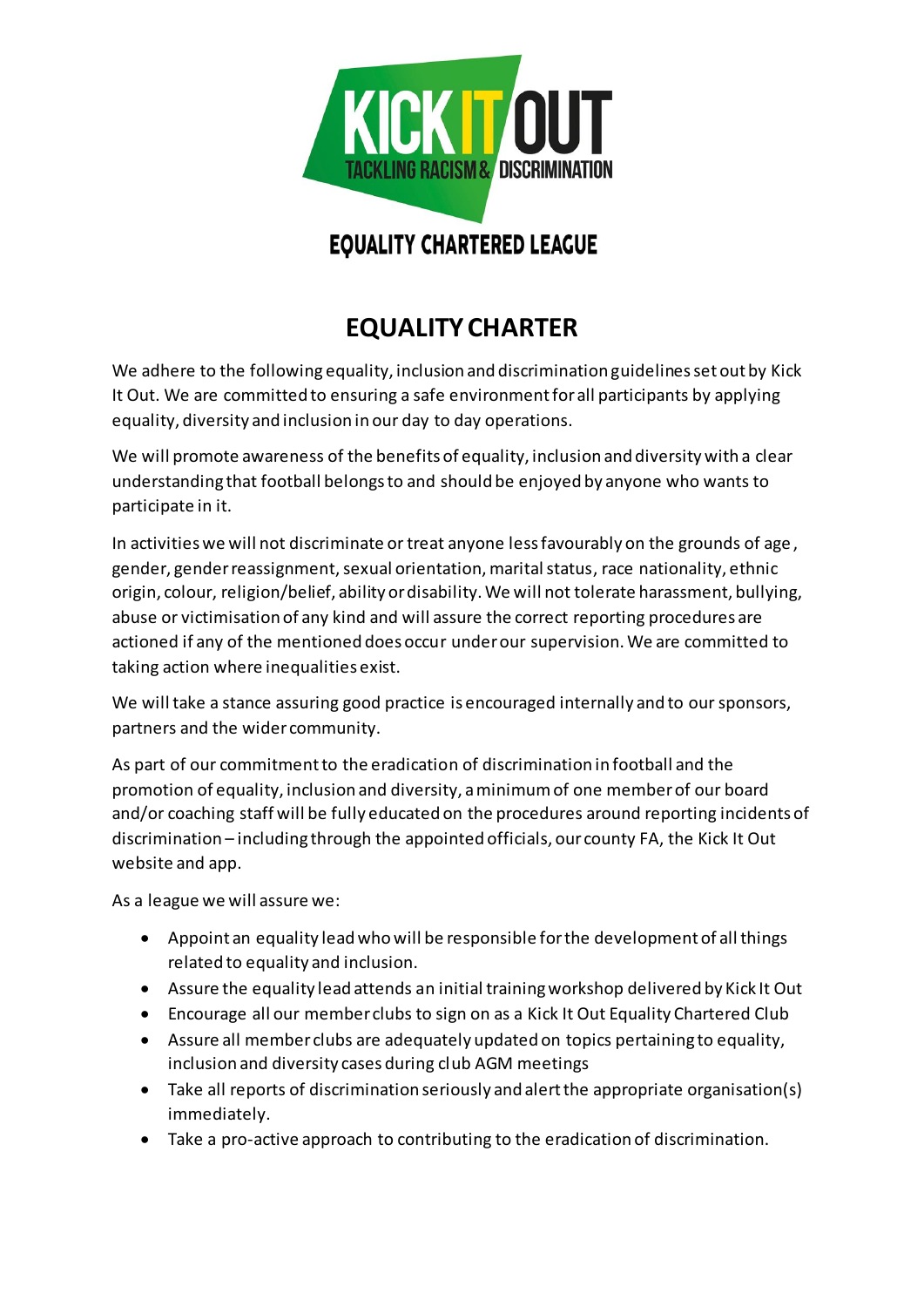KICK IT OUT
TACKLING RACISM & DISCRIMINATION

EQUALITY CHARTERED LEAGUE

# EQUALITY CHARTER

We adhere to the following equality, inclusion and discrimination guidelines set out by Kick It Out. We are committed to ensuring a safe environment for all participants by applying equality, diversity and inclusion in our day to day operations.

We will promote awareness of the benefits of equality, inclusion and diversity with a clear understanding that football belongs to and should be enjoyed by anyone who wants to participate in it.

In activities we will not discriminate or treat anyone less favourably on the grounds of age, gender, gender reassignment, sexual orientation, marital status, race nationality, ethnic origin, colour, religion/belief, ability or disability. We will not tolerate harassment, bullying, abuse or victimisation of any kind and will assure the correct reporting procedures are actioned if any of the mentioned does occur under our supervision. We are committed to taking action where inequalities exist.

We will take a stance assuring good practice is encouraged internally and to our sponsors, partners and the wider community.

As part of our commitment to the eradication of discrimination in football and the promotion of equality, inclusion and diversity, a minimum of one member of our board and/or coaching staff will be fully educated on the procedures around reporting incidents of discrimination – including through the appointed officials, our county FA, the Kick It Out website and app.

As a league we will assure we:

- Appoint an equality lead who will be responsible for the development of all things related to equality and inclusion.
- Assure the equality lead attends an initial training workshop delivered by Kick It Out
- Encourage all our member clubs to sign on as a Kick It Out Equality Chartered Club
- Assure all member clubs are adequately updated on topics pertaining to equality, inclusion and diversity cases during club AGM meetings
- Take all reports of discrimination seriously and alert the appropriate organisation(s) immediately.
- Take a pro-active approach to contributing to the eradication of discrimination.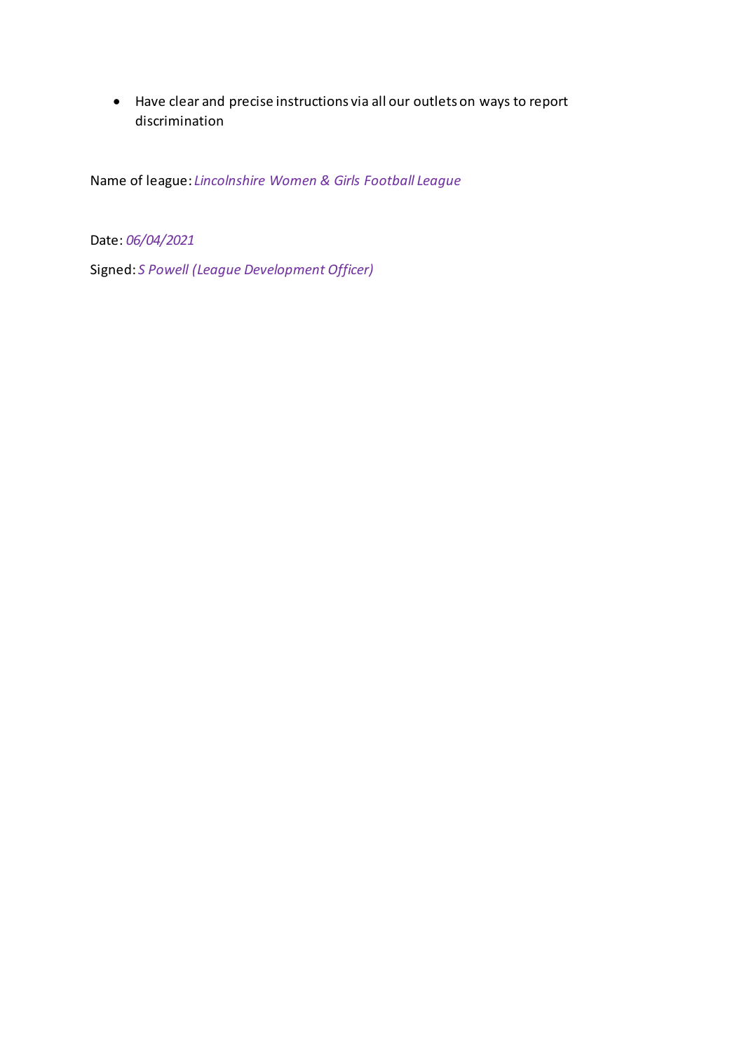- Have clear and precise instructions via all our outlets on ways to report discrimination

Name of league: *Lincolnshire Women & Girls Football League*

Date: *06/04/2021*

Signed: *S Powell (League Development Officer)*